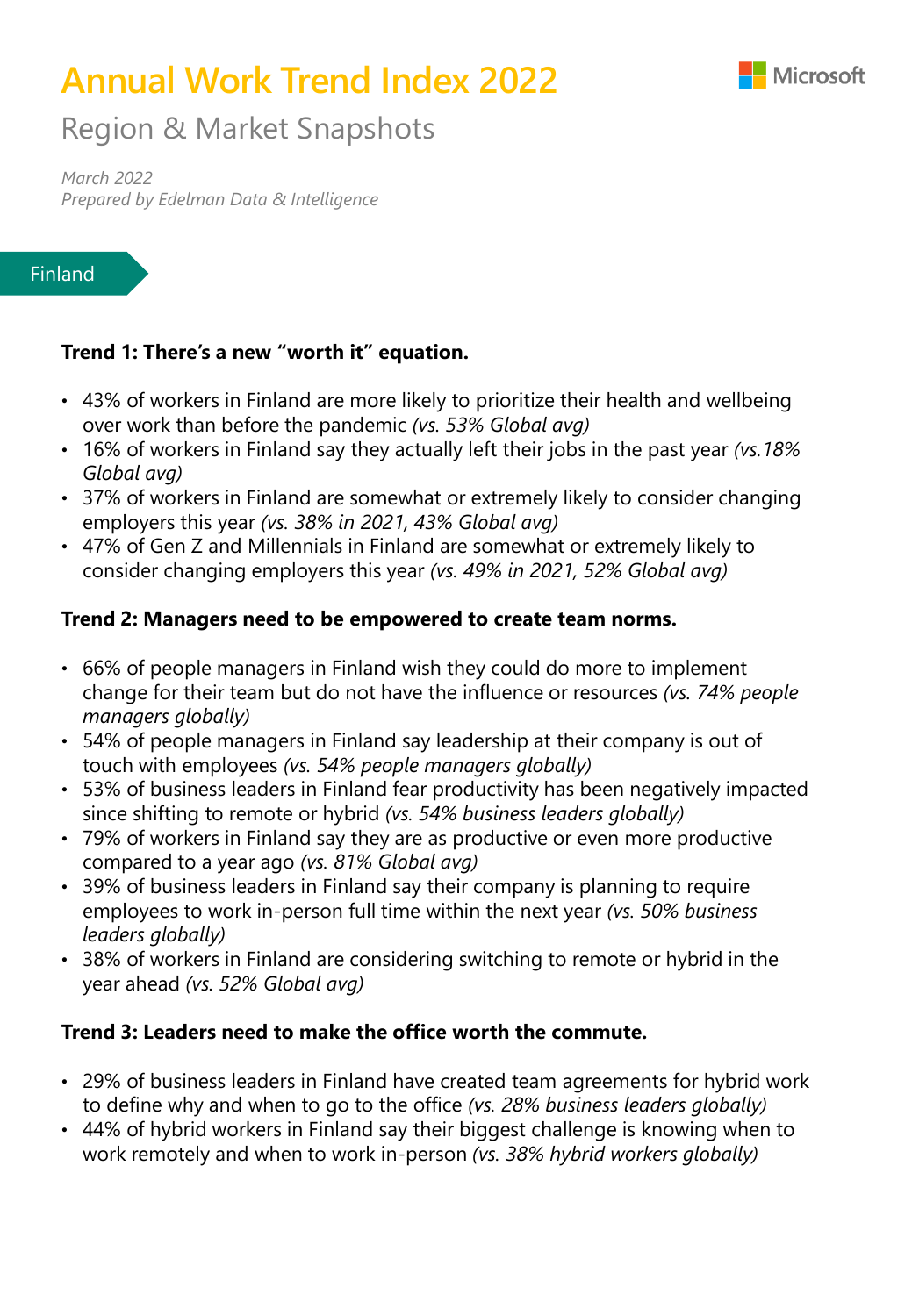# Annual Work Trend Index 2022

## Region & Market Snapshots

*March 2022*
*Prepared by Edelman Data & Intelligence*

Finland

**Trend 1: There's a new "worth it" equation.**

- 43% of workers in Finland are more likely to prioritize their health and wellbeing over work than before the pandemic *(vs. 53% Global avg)*
- 16% of workers in Finland say they actually left their jobs in the past year *(vs.18% Global avg)*
- 37% of workers in Finland are somewhat or extremely likely to consider changing employers this year *(vs. 38% in 2021, 43% Global avg)*
- 47% of Gen Z and Millennials in Finland are somewhat or extremely likely to consider changing employers this year *(vs. 49% in 2021, 52% Global avg)*

**Trend 2: Managers need to be empowered to create team norms.**

- 66% of people managers in Finland wish they could do more to implement change for their team but do not have the influence or resources *(vs. 74% people managers globally)*
- 54% of people managers in Finland say leadership at their company is out of touch with employees *(vs. 54% people managers globally)*
- 53% of business leaders in Finland fear productivity has been negatively impacted since shifting to remote or hybrid *(vs. 54% business leaders globally)*
- 79% of workers in Finland say they are as productive or even more productive compared to a year ago *(vs. 81% Global avg)*
- 39% of business leaders in Finland say their company is planning to require employees to work in-person full time within the next year *(vs. 50% business leaders globally)*
- 38% of workers in Finland are considering switching to remote or hybrid in the year ahead *(vs. 52% Global avg)*

**Trend 3: Leaders need to make the office worth the commute.**

- 29% of business leaders in Finland have created team agreements for hybrid work to define why and when to go to the office *(vs. 28% business leaders globally)*
- 44% of hybrid workers in Finland say their biggest challenge is knowing when to work remotely and when to work in-person *(vs. 38% hybrid workers globally)*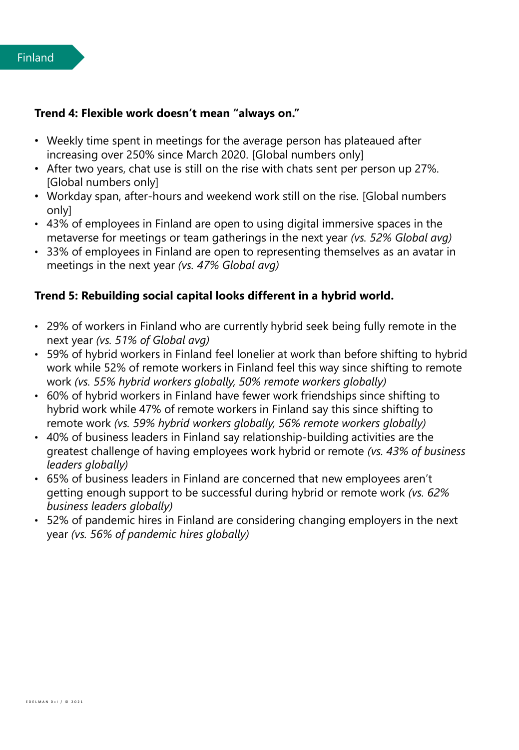Finland

**Trend 4: Flexible work doesn't mean "always on."**

- Weekly time spent in meetings for the average person has plateaued after increasing over 250% since March 2020. [Global numbers only]
- After two years, chat use is still on the rise with chats sent per person up 27%. [Global numbers only]
- Workday span, after-hours and weekend work still on the rise. [Global numbers only]
- 43% of employees in Finland are open to using digital immersive spaces in the metaverse for meetings or team gatherings in the next year *(vs. 52% Global avg)*
- 33% of employees in Finland are open to representing themselves as an avatar in meetings in the next year *(vs. 47% Global avg)*

**Trend 5: Rebuilding social capital looks different in a hybrid world.**

- 29% of workers in Finland who are currently hybrid seek being fully remote in the next year *(vs. 51% of Global avg)*
- 59% of hybrid workers in Finland feel lonelier at work than before shifting to hybrid work while 52% of remote workers in Finland feel this way since shifting to remote work *(vs. 55% hybrid workers globally, 50% remote workers globally)*
- 60% of hybrid workers in Finland have fewer work friendships since shifting to hybrid work while 47% of remote workers in Finland say this since shifting to remote work *(vs. 59% hybrid workers globally, 56% remote workers globally)*
- 40% of business leaders in Finland say relationship-building activities are the greatest challenge of having employees work hybrid or remote *(vs. 43% of business leaders globally)*
- 65% of business leaders in Finland are concerned that new employees aren't getting enough support to be successful during hybrid or remote work *(vs. 62% business leaders globally)*
- 52% of pandemic hires in Finland are considering changing employers in the next year *(vs. 56% of pandemic hires globally)*